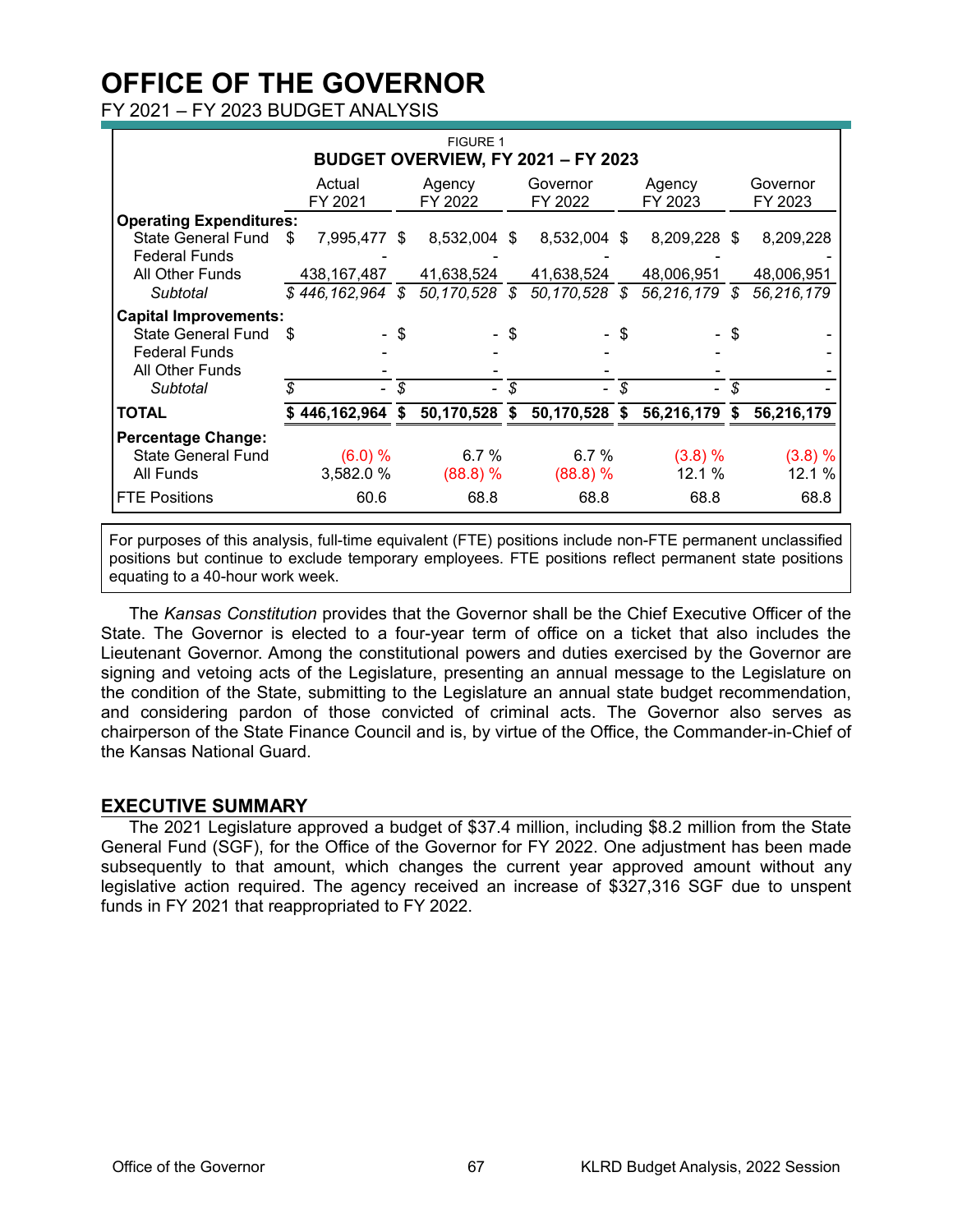# OFFICE OF THE GOVERNOR

FY 2021 – FY 2023 BUDGET ANALYSIS

FIGURE 1

**BUDGET OVERVIEW, FY 2021 – FY 2023**

| | Actual FY 2021 | Agency FY 2022 | Governor FY 2022 | Agency FY 2023 | Governor FY 2023 |
|---|---|---|---|---|---|
| **Operating Expenditures:** | | | | | |
| State General Fund | $ 7,995,477 | $ 8,532,004 | $ 8,532,004 | $ 8,209,228 | $ 8,209,228 |
| Federal Funds | - | - | - | - | - |
| All Other Funds | 438,167,487 | 41,638,524 | 41,638,524 | 48,006,951 | 48,006,951 |
| *Subtotal* | *$ 446,162,964* | *$ 50,170,528* | *$ 50,170,528* | *$ 56,216,179* | *$ 56,216,179* |
| **Capital Improvements:** | | | | | |
| State General Fund | $ - | $ - | $ - | $ - | $ - |
| Federal Funds | - | - | - | - | - |
| All Other Funds | - | - | - | - | - |
| *Subtotal* | *$ -* | *$ -* | *$ -* | *$ -* | *$ -* |
| **TOTAL** | **$ 446,162,964** | **$ 50,170,528** | **$ 50,170,528** | **$ 56,216,179** | **$ 56,216,179** |
| **Percentage Change:** | | | | | |
| State General Fund | (6.0) % | 6.7 % | 6.7 % | (3.8) % | (3.8) % |
| All Funds | 3,582.0 % | (88.8) % | (88.8) % | 12.1 % | 12.1 % |
| FTE Positions | 60.6 | 68.8 | 68.8 | 68.8 | 68.8 |

For purposes of this analysis, full-time equivalent (FTE) positions include non-FTE permanent unclassified positions but continue to exclude temporary employees. FTE positions reflect permanent state positions equating to a 40-hour work week.

The *Kansas Constitution* provides that the Governor shall be the Chief Executive Officer of the State. The Governor is elected to a four-year term of office on a ticket that also includes the Lieutenant Governor. Among the constitutional powers and duties exercised by the Governor are signing and vetoing acts of the Legislature, presenting an annual message to the Legislature on the condition of the State, submitting to the Legislature an annual state budget recommendation, and considering pardon of those convicted of criminal acts. The Governor also serves as chairperson of the State Finance Council and is, by virtue of the Office, the Commander-in-Chief of the Kansas National Guard.

## EXECUTIVE SUMMARY

The 2021 Legislature approved a budget of $37.4 million, including $8.2 million from the State General Fund (SGF), for the Office of the Governor for FY 2022. One adjustment has been made subsequently to that amount, which changes the current year approved amount without any legislative action required. The agency received an increase of $327,316 SGF due to unspent funds in FY 2021 that reappropriated to FY 2022.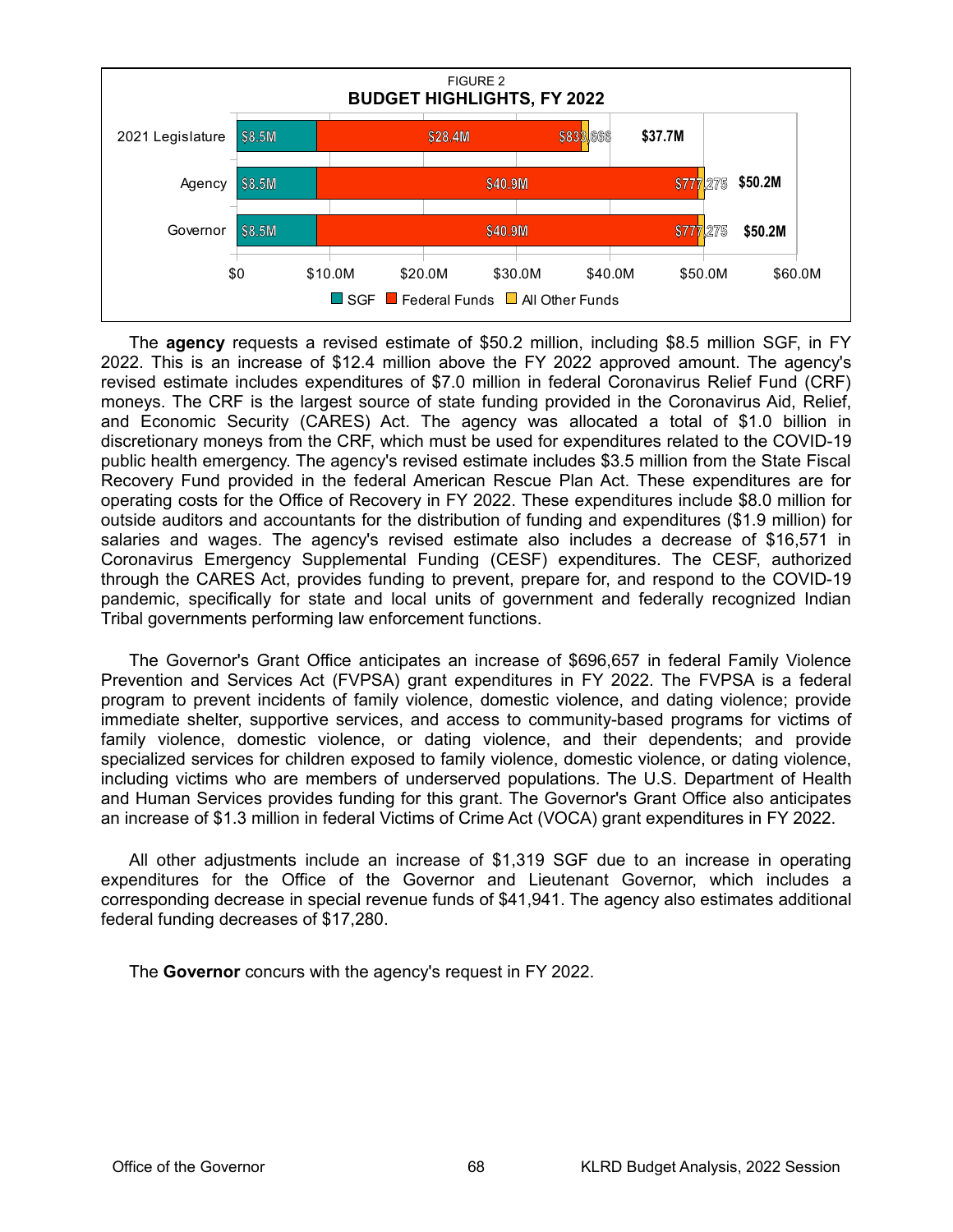FIGURE 2
**BUDGET HIGHLIGHTS, FY 2022**

| | SGF | Federal Funds | All Other Funds | Total |
|---|---|---|---|---|
| 2021 Legislature | $8.5M | $28.4M | $833,666 | $37.7M |
| Agency | $8.5M | $40.9M | $777,275 | $50.2M |
| Governor | $8.5M | $40.9M | $777,275 | $50.2M |

The **agency** requests a revised estimate of $50.2 million, including $8.5 million SGF, in FY 2022. This is an increase of $12.4 million above the FY 2022 approved amount. The agency's revised estimate includes expenditures of $7.0 million in federal Coronavirus Relief Fund (CRF) moneys. The CRF is the largest source of state funding provided in the Coronavirus Aid, Relief, and Economic Security (CARES) Act. The agency was allocated a total of $1.0 billion in discretionary moneys from the CRF, which must be used for expenditures related to the COVID-19 public health emergency. The agency's revised estimate includes $3.5 million from the State Fiscal Recovery Fund provided in the federal American Rescue Plan Act. These expenditures are for operating costs for the Office of Recovery in FY 2022. These expenditures include $8.0 million for outside auditors and accountants for the distribution of funding and expenditures ($1.9 million) for salaries and wages. The agency's revised estimate also includes a decrease of $16,571 in Coronavirus Emergency Supplemental Funding (CESF) expenditures. The CESF, authorized through the CARES Act, provides funding to prevent, prepare for, and respond to the COVID-19 pandemic, specifically for state and local units of government and federally recognized Indian Tribal governments performing law enforcement functions.

The Governor's Grant Office anticipates an increase of $696,657 in federal Family Violence Prevention and Services Act (FVPSA) grant expenditures in FY 2022. The FVPSA is a federal program to prevent incidents of family violence, domestic violence, and dating violence; provide immediate shelter, supportive services, and access to community-based programs for victims of family violence, domestic violence, or dating violence, and their dependents; and provide specialized services for children exposed to family violence, domestic violence, or dating violence, including victims who are members of underserved populations. The U.S. Department of Health and Human Services provides funding for this grant. The Governor's Grant Office also anticipates an increase of $1.3 million in federal Victims of Crime Act (VOCA) grant expenditures in FY 2022.

All other adjustments include an increase of $1,319 SGF due to an increase in operating expenditures for the Office of the Governor and Lieutenant Governor, which includes a corresponding decrease in special revenue funds of $41,941. The agency also estimates additional federal funding decreases of $17,280.

The **Governor** concurs with the agency's request in FY 2022.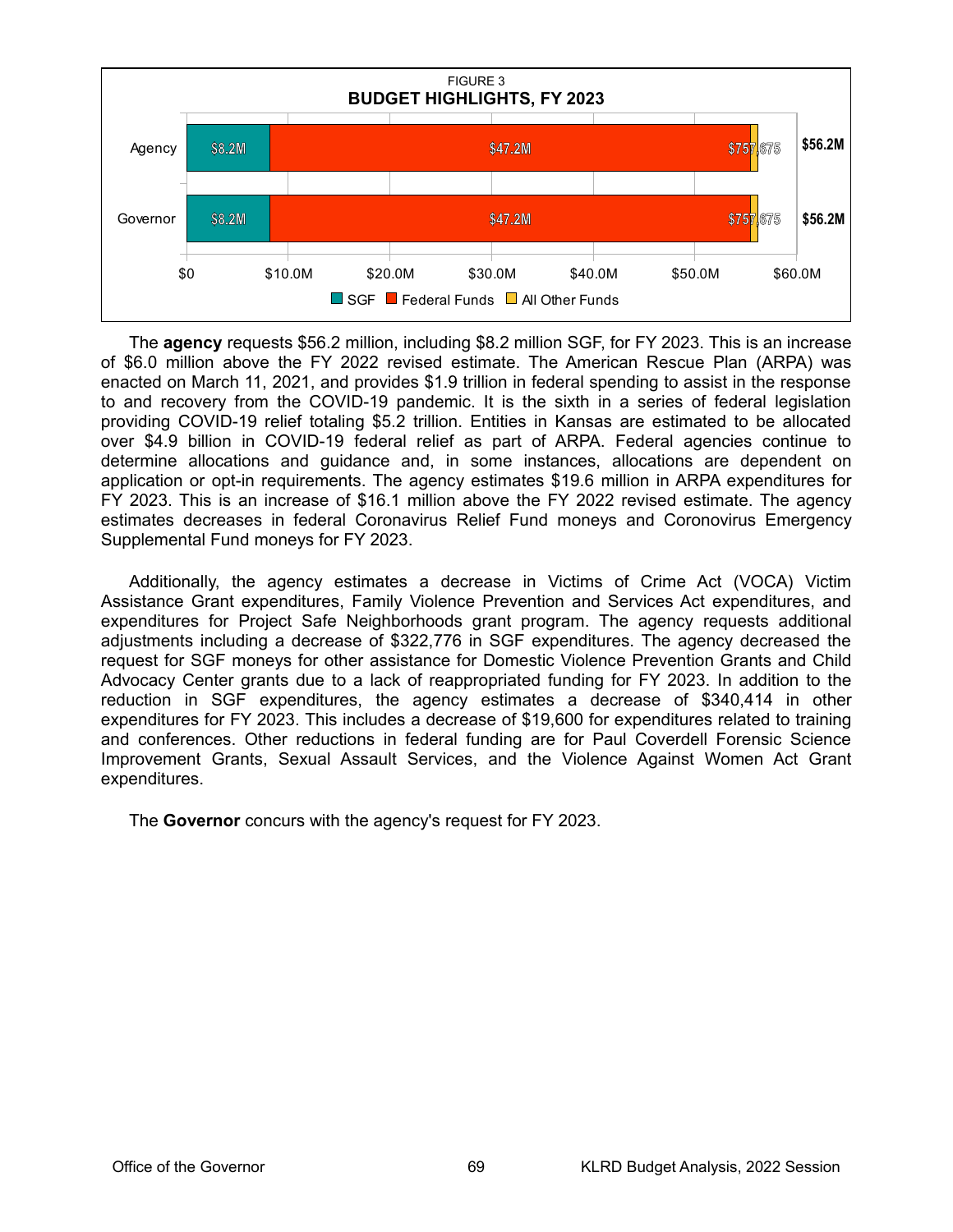FIGURE 3
**BUDGET HIGHLIGHTS, FY 2023**

| | SGF | Federal Funds | All Other Funds | Total |
|---|---|---|---|---|
| Agency | $8.2M | $47.2M | $757,875 | **$56.2M** |
| Governor | $8.2M | $47.2M | $757,875 | **$56.2M** |

The **agency** requests $56.2 million, including $8.2 million SGF, for FY 2023. This is an increase of $6.0 million above the FY 2022 revised estimate. The American Rescue Plan (ARPA) was enacted on March 11, 2021, and provides $1.9 trillion in federal spending to assist in the response to and recovery from the COVID-19 pandemic. It is the sixth in a series of federal legislation providing COVID-19 relief totaling $5.2 trillion. Entities in Kansas are estimated to be allocated over $4.9 billion in COVID-19 federal relief as part of ARPA. Federal agencies continue to determine allocations and guidance and, in some instances, allocations are dependent on application or opt-in requirements. The agency estimates $19.6 million in ARPA expenditures for FY 2023. This is an increase of $16.1 million above the FY 2022 revised estimate. The agency estimates decreases in federal Coronavirus Relief Fund moneys and Coronovirus Emergency Supplemental Fund moneys for FY 2023.

Additionally, the agency estimates a decrease in Victims of Crime Act (VOCA) Victim Assistance Grant expenditures, Family Violence Prevention and Services Act expenditures, and expenditures for Project Safe Neighborhoods grant program. The agency requests additional adjustments including a decrease of $322,776 in SGF expenditures. The agency decreased the request for SGF moneys for other assistance for Domestic Violence Prevention Grants and Child Advocacy Center grants due to a lack of reappropriated funding for FY 2023. In addition to the reduction in SGF expenditures, the agency estimates a decrease of $340,414 in other expenditures for FY 2023. This includes a decrease of $19,600 for expenditures related to training and conferences. Other reductions in federal funding are for Paul Coverdell Forensic Science Improvement Grants, Sexual Assault Services, and the Violence Against Women Act Grant expenditures.

The **Governor** concurs with the agency's request for FY 2023.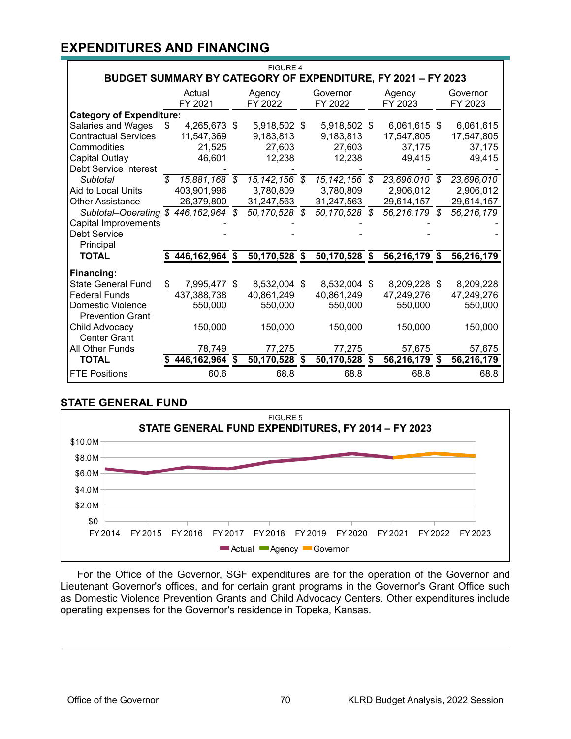## EXPENDITURES AND FINANCING

FIGURE 4

**BUDGET SUMMARY BY CATEGORY OF EXPENDITURE, FY 2021 – FY 2023**

| | Actual FY 2021 | Agency FY 2022 | Governor FY 2022 | Agency FY 2023 | Governor FY 2023 |
|---|---|---|---|---|---|
| **Category of Expenditure:** | | | | | |
| Salaries and Wages | $ 4,265,673 | $ 5,918,502 | $ 5,918,502 | $ 6,061,615 | $ 6,061,615 |
| Contractual Services | 11,547,369 | 9,183,813 | 9,183,813 | 17,547,805 | 17,547,805 |
| Commodities | 21,525 | 27,603 | 27,603 | 37,175 | 37,175 |
| Capital Outlay | 46,601 | 12,238 | 12,238 | 49,415 | 49,415 |
| Debt Service Interest | - | - | - | - | - |
| *Subtotal* | *$ 15,881,168* | *$ 15,142,156* | *$ 15,142,156* | *$ 23,696,010* | *$ 23,696,010* |
| Aid to Local Units | 403,901,996 | 3,780,809 | 3,780,809 | 2,906,012 | 2,906,012 |
| Other Assistance | 26,379,800 | 31,247,563 | 31,247,563 | 29,614,157 | 29,614,157 |
| *Subtotal–Operating* | *$ 446,162,964* | *$ 50,170,528* | *$ 50,170,528* | *$ 56,216,179* | *$ 56,216,179* |
| Capital Improvements | - | - | - | - | - |
| Debt Service Principal | - | - | - | - | - |
| **TOTAL** | **$ 446,162,964** | **$ 50,170,528** | **$ 50,170,528** | **$ 56,216,179** | **$ 56,216,179** |
| **Financing:** | | | | | |
| State General Fund | $ 7,995,477 | $ 8,532,004 | $ 8,532,004 | $ 8,209,228 | $ 8,209,228 |
| Federal Funds | 437,388,738 | 40,861,249 | 40,861,249 | 47,249,276 | 47,249,276 |
| Domestic Violence Prevention Grant | 550,000 | 550,000 | 550,000 | 550,000 | 550,000 |
| Child Advocacy Center Grant | 150,000 | 150,000 | 150,000 | 150,000 | 150,000 |
| All Other Funds | 78,749 | 77,275 | 77,275 | 57,675 | 57,675 |
| **TOTAL** | **$ 446,162,964** | **$ 50,170,528** | **$ 50,170,528** | **$ 56,216,179** | **$ 56,216,179** |
| FTE Positions | 60.6 | 68.8 | 68.8 | 68.8 | 68.8 |

## STATE GENERAL FUND

FIGURE 5

**STATE GENERAL FUND EXPENDITURES, FY 2014 – FY 2023**

For the Office of the Governor, SGF expenditures are for the operation of the Governor and Lieutenant Governor's offices, and for certain grant programs in the Governor's Grant Office such as Domestic Violence Prevention Grants and Child Advocacy Centers. Other expenditures include operating expenses for the Governor's residence in Topeka, Kansas.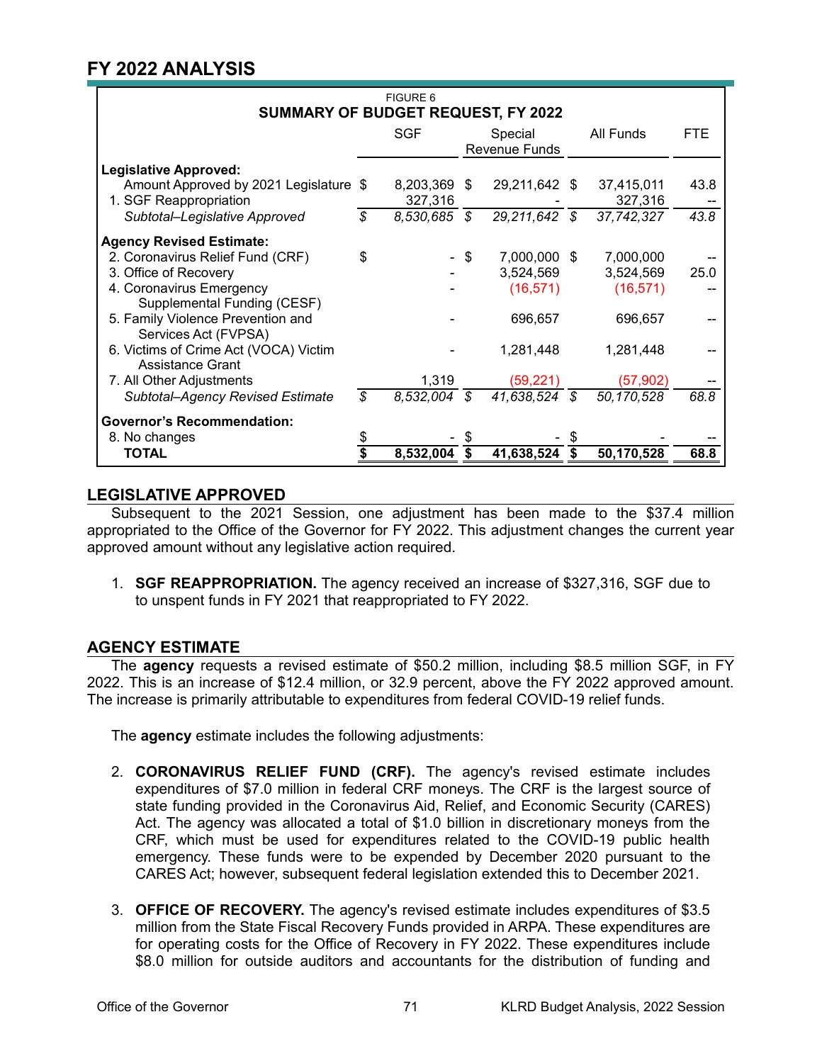## FY 2022 ANALYSIS

FIGURE 6
**SUMMARY OF BUDGET REQUEST, FY 2022**

| | SGF | Special Revenue Funds | All Funds | FTE |
|---|---|---|---|---|
| **Legislative Approved:** | | | | |
| Amount Approved by 2021 Legislature | $ 8,203,369 | $ 29,211,642 | $ 37,415,011 | 43.8 |
| 1. SGF Reappropriation | 327,316 | - | 327,316 | -- |
| *Subtotal–Legislative Approved* | *$ 8,530,685* | *$ 29,211,642* | *$ 37,742,327* | *43.8* |
| **Agency Revised Estimate:** | | | | |
| 2. Coronavirus Relief Fund (CRF) | $ - | $ 7,000,000 | $ 7,000,000 | -- |
| 3. Office of Recovery | - | 3,524,569 | 3,524,569 | 25.0 |
| 4. Coronavirus Emergency Supplemental Funding (CESF) | - | (16,571) | (16,571) | -- |
| 5. Family Violence Prevention and Services Act (FVPSA) | - | 696,657 | 696,657 | -- |
| 6. Victims of Crime Act (VOCA) Victim Assistance Grant | - | 1,281,448 | 1,281,448 | -- |
| 7. All Other Adjustments | 1,319 | (59,221) | (57,902) | -- |
| *Subtotal–Agency Revised Estimate* | *$ 8,532,004* | *$ 41,638,524* | *$ 50,170,528* | *68.8* |
| **Governor's Recommendation:** | | | | |
| 8. No changes | $ - | $ - | $ - | -- |
| **TOTAL** | **$ 8,532,004** | **$ 41,638,524** | **$ 50,170,528** | **68.8** |

### LEGISLATIVE APPROVED

Subsequent to the 2021 Session, one adjustment has been made to the $37.4 million appropriated to the Office of the Governor for FY 2022. This adjustment changes the current year approved amount without any legislative action required.

1. **SGF REAPPROPRIATION.** The agency received an increase of $327,316, SGF due to to unspent funds in FY 2021 that reappropriated to FY 2022.

### AGENCY ESTIMATE

The **agency** requests a revised estimate of $50.2 million, including $8.5 million SGF, in FY 2022. This is an increase of $12.4 million, or 32.9 percent, above the FY 2022 approved amount. The increase is primarily attributable to expenditures from federal COVID-19 relief funds.

The **agency** estimate includes the following adjustments:

2. **CORONAVIRUS RELIEF FUND (CRF).** The agency's revised estimate includes expenditures of $7.0 million in federal CRF moneys. The CRF is the largest source of state funding provided in the Coronavirus Aid, Relief, and Economic Security (CARES) Act. The agency was allocated a total of $1.0 billion in discretionary moneys from the CRF, which must be used for expenditures related to the COVID-19 public health emergency. These funds were to be expended by December 2020 pursuant to the CARES Act; however, subsequent federal legislation extended this to December 2021.

3. **OFFICE OF RECOVERY.** The agency's revised estimate includes expenditures of $3.5 million from the State Fiscal Recovery Funds provided in ARPA. These expenditures are for operating costs for the Office of Recovery in FY 2022. These expenditures include $8.0 million for outside auditors and accountants for the distribution of funding and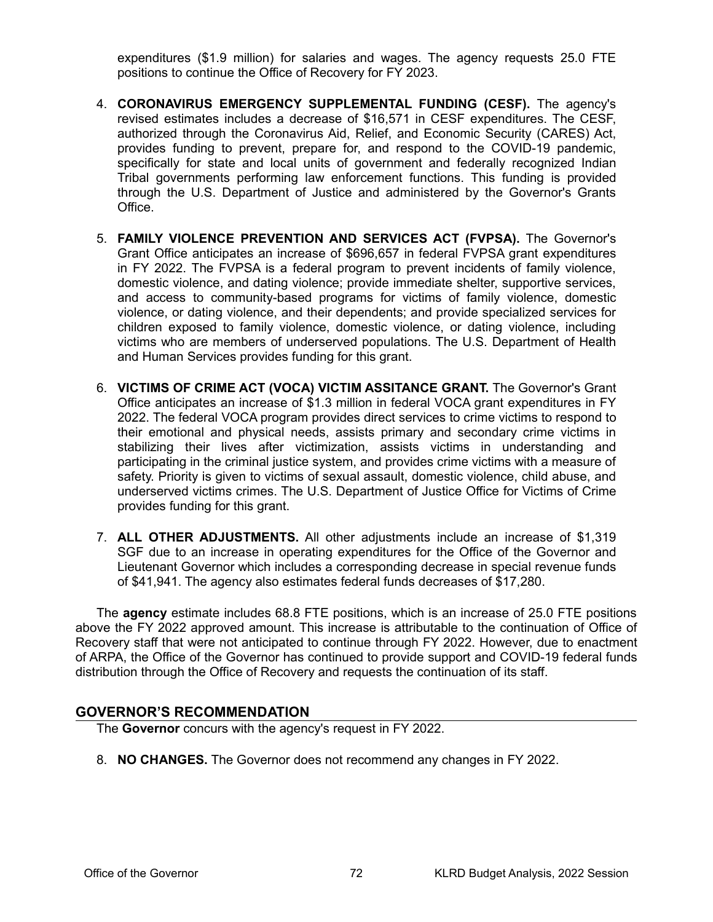expenditures ($1.9 million) for salaries and wages. The agency requests 25.0 FTE positions to continue the Office of Recovery for FY 2023.

4. **CORONAVIRUS EMERGENCY SUPPLEMENTAL FUNDING (CESF).** The agency's revised estimates includes a decrease of $16,571 in CESF expenditures. The CESF, authorized through the Coronavirus Aid, Relief, and Economic Security (CARES) Act, provides funding to prevent, prepare for, and respond to the COVID-19 pandemic, specifically for state and local units of government and federally recognized Indian Tribal governments performing law enforcement functions. This funding is provided through the U.S. Department of Justice and administered by the Governor's Grants Office.

5. **FAMILY VIOLENCE PREVENTION AND SERVICES ACT (FVPSA).** The Governor's Grant Office anticipates an increase of $696,657 in federal FVPSA grant expenditures in FY 2022. The FVPSA is a federal program to prevent incidents of family violence, domestic violence, and dating violence; provide immediate shelter, supportive services, and access to community-based programs for victims of family violence, domestic violence, or dating violence, and their dependents; and provide specialized services for children exposed to family violence, domestic violence, or dating violence, including victims who are members of underserved populations. The U.S. Department of Health and Human Services provides funding for this grant.

6. **VICTIMS OF CRIME ACT (VOCA) VICTIM ASSITANCE GRANT.** The Governor's Grant Office anticipates an increase of $1.3 million in federal VOCA grant expenditures in FY 2022. The federal VOCA program provides direct services to crime victims to respond to their emotional and physical needs, assists primary and secondary crime victims in stabilizing their lives after victimization, assists victims in understanding and participating in the criminal justice system, and provides crime victims with a measure of safety. Priority is given to victims of sexual assault, domestic violence, child abuse, and underserved victims crimes. The U.S. Department of Justice Office for Victims of Crime provides funding for this grant.

7. **ALL OTHER ADJUSTMENTS.** All other adjustments include an increase of $1,319 SGF due to an increase in operating expenditures for the Office of the Governor and Lieutenant Governor which includes a corresponding decrease in special revenue funds of $41,941. The agency also estimates federal funds decreases of $17,280.

The **agency** estimate includes 68.8 FTE positions, which is an increase of 25.0 FTE positions above the FY 2022 approved amount. This increase is attributable to the continuation of Office of Recovery staff that were not anticipated to continue through FY 2022. However, due to enactment of ARPA, the Office of the Governor has continued to provide support and COVID-19 federal funds distribution through the Office of Recovery and requests the continuation of its staff.

## GOVERNOR'S RECOMMENDATION

The **Governor** concurs with the agency's request in FY 2022.

8. **NO CHANGES.** The Governor does not recommend any changes in FY 2022.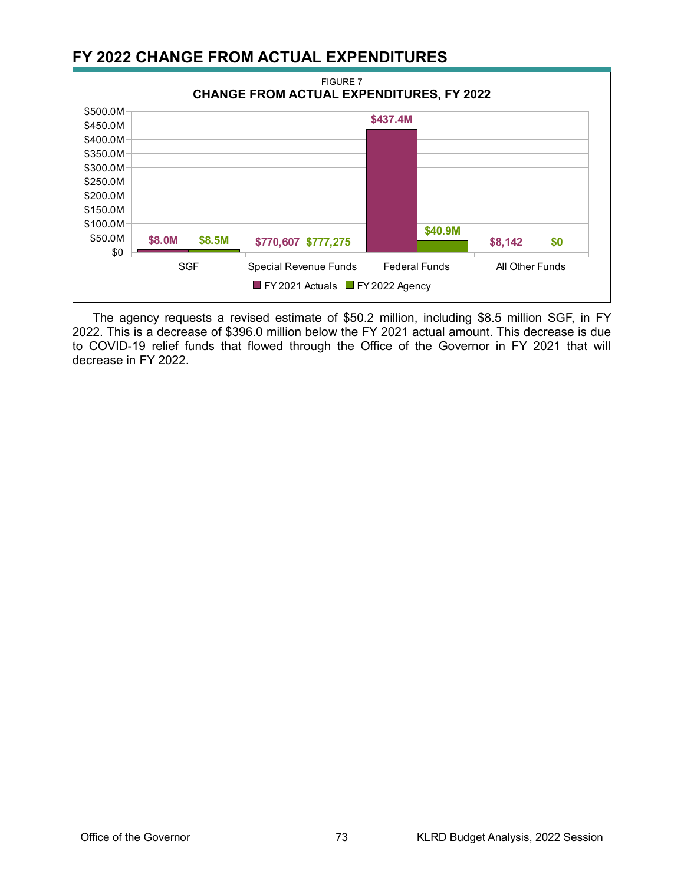## FY 2022 CHANGE FROM ACTUAL EXPENDITURES

FIGURE 7

**CHANGE FROM ACTUAL EXPENDITURES, FY 2022**

| | FY 2021 Actuals | FY 2022 Agency |
|---|---|---|
| SGF | $8.0M | $8.5M |
| Special Revenue Funds | $770,607 | $777,275 |
| Federal Funds | $437.4M | $40.9M |
| All Other Funds | $8,142 | $0 |

The agency requests a revised estimate of $50.2 million, including $8.5 million SGF, in FY 2022. This is a decrease of $396.0 million below the FY 2021 actual amount. This decrease is due to COVID-19 relief funds that flowed through the Office of the Governor in FY 2021 that will decrease in FY 2022.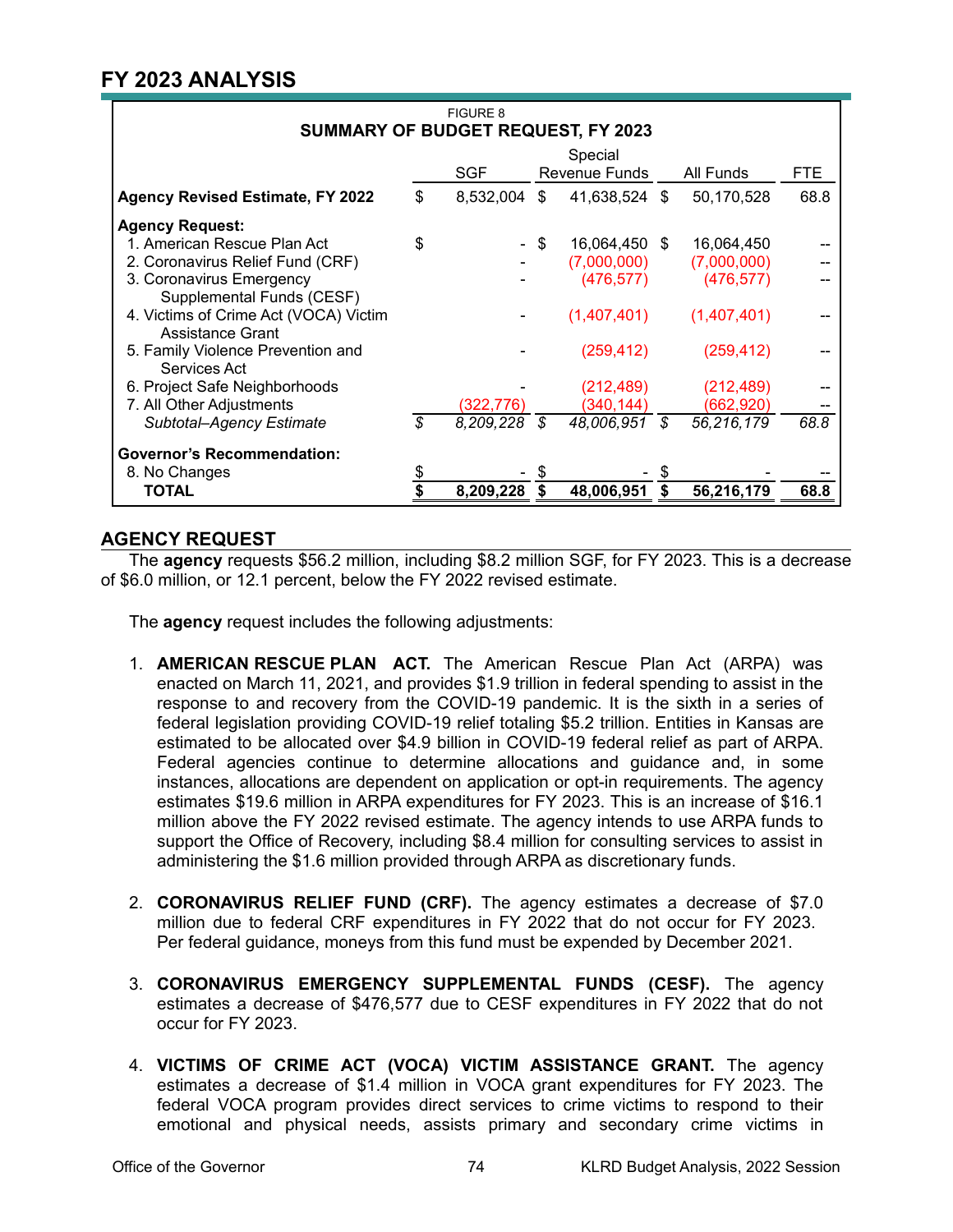## FY 2023 ANALYSIS

FIGURE 8
**SUMMARY OF BUDGET REQUEST, FY 2023**

| | SGF | Special Revenue Funds | All Funds | FTE |
|---|---|---|---|---|
| **Agency Revised Estimate, FY 2022** | $ 8,532,004 | $ 41,638,524 | $ 50,170,528 | 68.8 |
| **Agency Request:** | | | | |
| 1. American Rescue Plan Act | $ - | $ 16,064,450 | $ 16,064,450 | -- |
| 2. Coronavirus Relief Fund (CRF) | - | (7,000,000) | (7,000,000) | -- |
| 3. Coronavirus Emergency Supplemental Funds (CESF) | - | (476,577) | (476,577) | -- |
| 4. Victims of Crime Act (VOCA) Victim Assistance Grant | - | (1,407,401) | (1,407,401) | -- |
| 5. Family Violence Prevention and Services Act | - | (259,412) | (259,412) | -- |
| 6. Project Safe Neighborhoods | - | (212,489) | (212,489) | -- |
| 7. All Other Adjustments | (322,776) | (340,144) | (662,920) | -- |
| *Subtotal–Agency Estimate* | *$ 8,209,228* | *$ 48,006,951* | *$ 56,216,179* | *68.8* |
| **Governor's Recommendation:** | | | | |
| 8. No Changes | $ - | $ - | $ - | -- |
| **TOTAL** | **$ 8,209,228** | **$ 48,006,951** | **$ 56,216,179** | **68.8** |

## AGENCY REQUEST

The **agency** requests $56.2 million, including $8.2 million SGF, for FY 2023. This is a decrease of $6.0 million, or 12.1 percent, below the FY 2022 revised estimate.

The **agency** request includes the following adjustments:

1. **AMERICAN RESCUE PLAN ACT.** The American Rescue Plan Act (ARPA) was enacted on March 11, 2021, and provides $1.9 trillion in federal spending to assist in the response to and recovery from the COVID-19 pandemic. It is the sixth in a series of federal legislation providing COVID-19 relief totaling $5.2 trillion. Entities in Kansas are estimated to be allocated over $4.9 billion in COVID-19 federal relief as part of ARPA. Federal agencies continue to determine allocations and guidance and, in some instances, allocations are dependent on application or opt-in requirements. The agency estimates $19.6 million in ARPA expenditures for FY 2023. This is an increase of $16.1 million above the FY 2022 revised estimate. The agency intends to use ARPA funds to support the Office of Recovery, including $8.4 million for consulting services to assist in administering the $1.6 million provided through ARPA as discretionary funds.

2. **CORONAVIRUS RELIEF FUND (CRF).** The agency estimates a decrease of $7.0 million due to federal CRF expenditures in FY 2022 that do not occur for FY 2023. Per federal guidance, moneys from this fund must be expended by December 2021.

3. **CORONAVIRUS EMERGENCY SUPPLEMENTAL FUNDS (CESF).** The agency estimates a decrease of $476,577 due to CESF expenditures in FY 2022 that do not occur for FY 2023.

4. **VICTIMS OF CRIME ACT (VOCA) VICTIM ASSISTANCE GRANT.** The agency estimates a decrease of $1.4 million in VOCA grant expenditures for FY 2023. The federal VOCA program provides direct services to crime victims to respond to their emotional and physical needs, assists primary and secondary crime victims in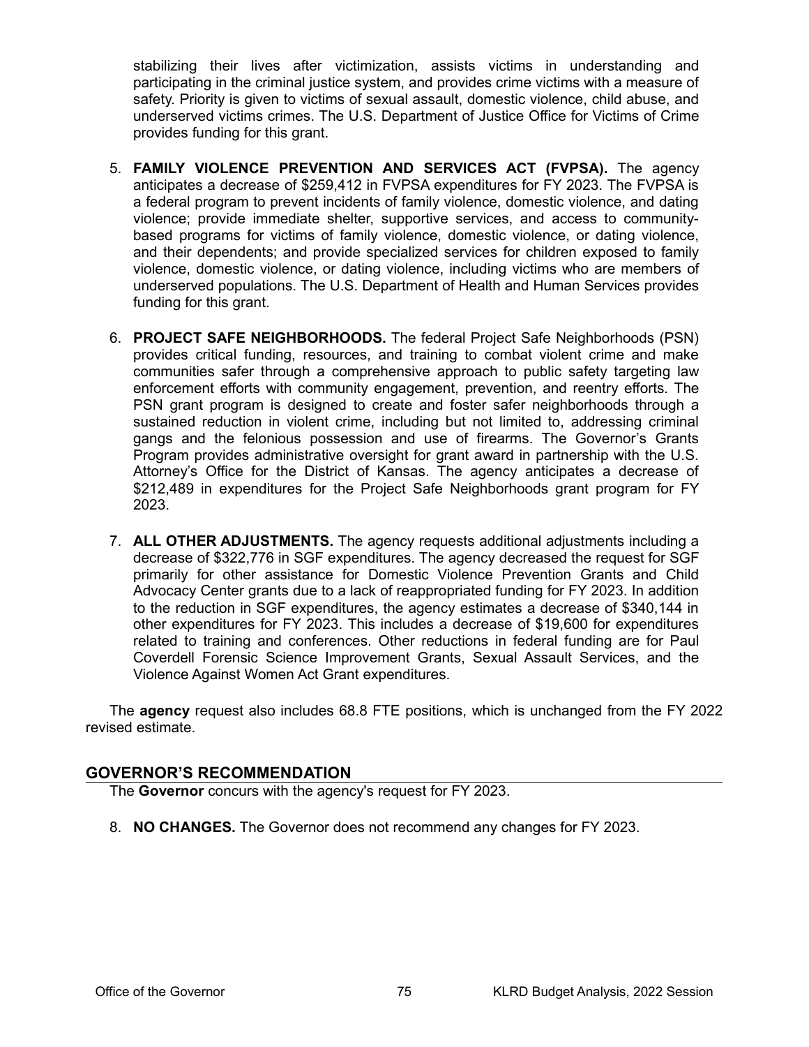stabilizing their lives after victimization, assists victims in understanding and participating in the criminal justice system, and provides crime victims with a measure of safety. Priority is given to victims of sexual assault, domestic violence, child abuse, and underserved victims crimes. The U.S. Department of Justice Office for Victims of Crime provides funding for this grant.

5. **FAMILY VIOLENCE PREVENTION AND SERVICES ACT (FVPSA).** The agency anticipates a decrease of $259,412 in FVPSA expenditures for FY 2023. The FVPSA is a federal program to prevent incidents of family violence, domestic violence, and dating violence; provide immediate shelter, supportive services, and access to community-based programs for victims of family violence, domestic violence, or dating violence, and their dependents; and provide specialized services for children exposed to family violence, domestic violence, or dating violence, including victims who are members of underserved populations. The U.S. Department of Health and Human Services provides funding for this grant.

6. **PROJECT SAFE NEIGHBORHOODS.** The federal Project Safe Neighborhoods (PSN) provides critical funding, resources, and training to combat violent crime and make communities safer through a comprehensive approach to public safety targeting law enforcement efforts with community engagement, prevention, and reentry efforts. The PSN grant program is designed to create and foster safer neighborhoods through a sustained reduction in violent crime, including but not limited to, addressing criminal gangs and the felonious possession and use of firearms. The Governor's Grants Program provides administrative oversight for grant award in partnership with the U.S. Attorney's Office for the District of Kansas. The agency anticipates a decrease of $212,489 in expenditures for the Project Safe Neighborhoods grant program for FY 2023.

7. **ALL OTHER ADJUSTMENTS.** The agency requests additional adjustments including a decrease of $322,776 in SGF expenditures. The agency decreased the request for SGF primarily for other assistance for Domestic Violence Prevention Grants and Child Advocacy Center grants due to a lack of reappropriated funding for FY 2023. In addition to the reduction in SGF expenditures, the agency estimates a decrease of $340,144 in other expenditures for FY 2023. This includes a decrease of $19,600 for expenditures related to training and conferences. Other reductions in federal funding are for Paul Coverdell Forensic Science Improvement Grants, Sexual Assault Services, and the Violence Against Women Act Grant expenditures.

The **agency** request also includes 68.8 FTE positions, which is unchanged from the FY 2022 revised estimate.

## GOVERNOR'S RECOMMENDATION

The **Governor** concurs with the agency's request for FY 2023.

8. **NO CHANGES.** The Governor does not recommend any changes for FY 2023.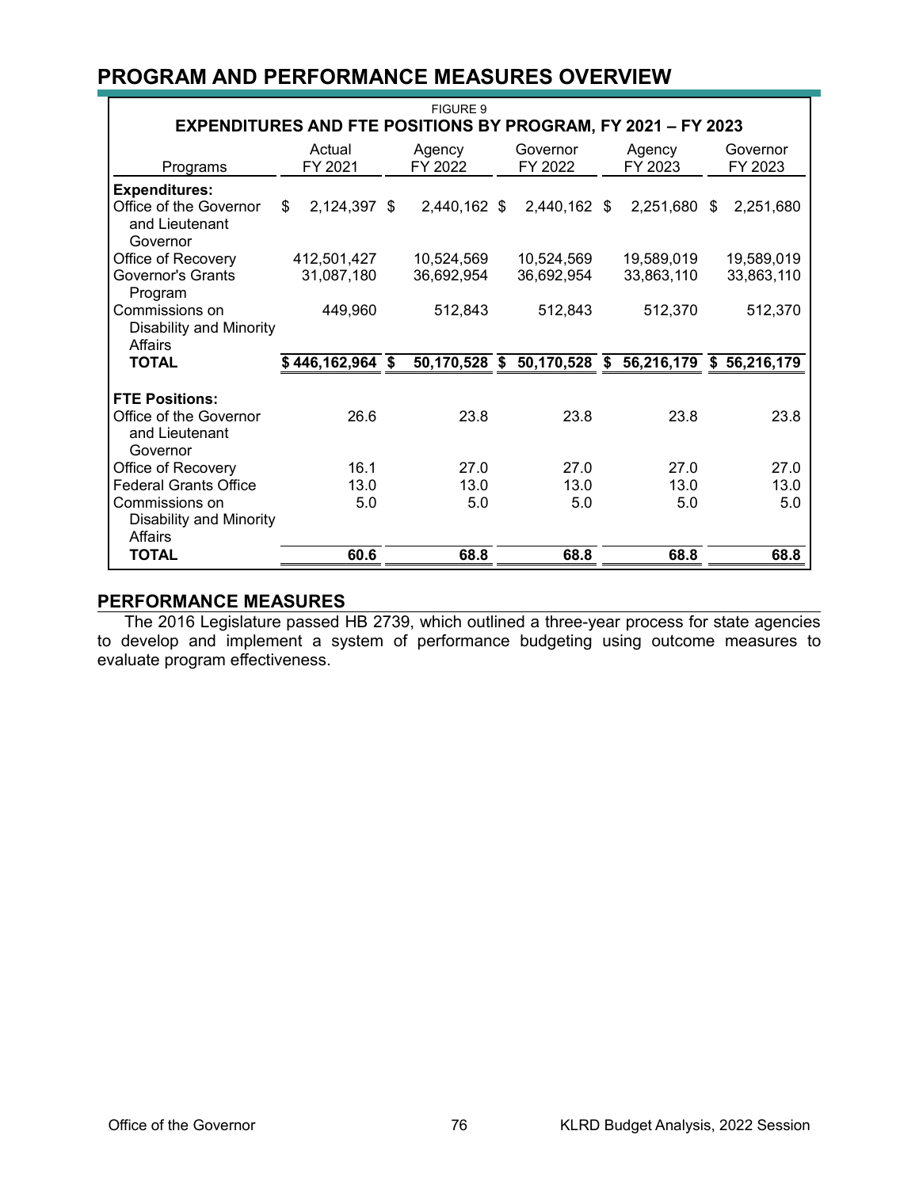## PROGRAM AND PERFORMANCE MEASURES OVERVIEW

FIGURE 9

**EXPENDITURES AND FTE POSITIONS BY PROGRAM, FY 2021 – FY 2023**

| Programs | Actual FY 2021 | Agency FY 2022 | Governor FY 2022 | Agency FY 2023 | Governor FY 2023 |
|---|---|---|---|---|---|
| **Expenditures:** | | | | | |
| Office of the Governor and Lieutenant Governor | $ 2,124,397 | $ 2,440,162 | $ 2,440,162 | $ 2,251,680 | $ 2,251,680 |
| Office of Recovery | 412,501,427 | 10,524,569 | 10,524,569 | 19,589,019 | 19,589,019 |
| Governor's Grants Program | 31,087,180 | 36,692,954 | 36,692,954 | 33,863,110 | 33,863,110 |
| Commissions on Disability and Minority Affairs | 449,960 | 512,843 | 512,843 | 512,370 | 512,370 |
| **TOTAL** | **$ 446,162,964** | **$ 50,170,528** | **$ 50,170,528** | **$ 56,216,179** | **$ 56,216,179** |
| **FTE Positions:** | | | | | |
| Office of the Governor and Lieutenant Governor | 26.6 | 23.8 | 23.8 | 23.8 | 23.8 |
| Office of Recovery | 16.1 | 27.0 | 27.0 | 27.0 | 27.0 |
| Federal Grants Office | 13.0 | 13.0 | 13.0 | 13.0 | 13.0 |
| Commissions on Disability and Minority Affairs | 5.0 | 5.0 | 5.0 | 5.0 | 5.0 |
| **TOTAL** | **60.6** | **68.8** | **68.8** | **68.8** | **68.8** |

### PERFORMANCE MEASURES

The 2016 Legislature passed HB 2739, which outlined a three-year process for state agencies to develop and implement a system of performance budgeting using outcome measures to evaluate program effectiveness.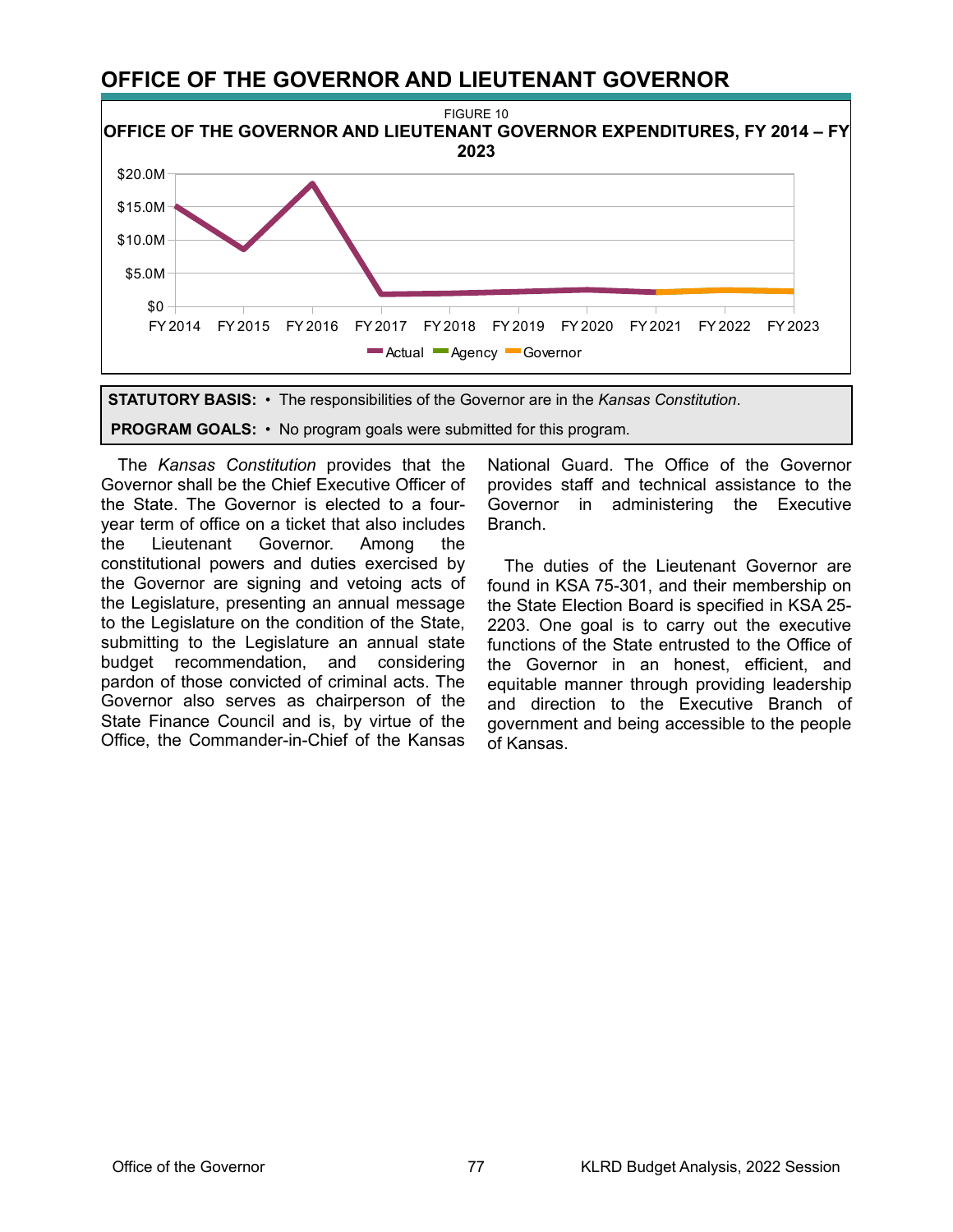# OFFICE OF THE GOVERNOR AND LIEUTENANT GOVERNOR

FIGURE 10

**OFFICE OF THE GOVERNOR AND LIEUTENANT GOVERNOR EXPENDITURES, FY 2014 – FY 2023**

**STATUTORY BASIS:** • The responsibilities of the Governor are in the *Kansas Constitution*.

**PROGRAM GOALS:** • No program goals were submitted for this program.

The *Kansas Constitution* provides that the Governor shall be the Chief Executive Officer of the State. The Governor is elected to a four-year term of office on a ticket that also includes the Lieutenant Governor. Among the constitutional powers and duties exercised by the Governor are signing and vetoing acts of the Legislature, presenting an annual message to the Legislature on the condition of the State, submitting to the Legislature an annual state budget recommendation, and considering pardon of those convicted of criminal acts. The Governor also serves as chairperson of the State Finance Council and is, by virtue of the Office, the Commander-in-Chief of the Kansas National Guard. The Office of the Governor provides staff and technical assistance to the Governor in administering the Executive Branch.

The duties of the Lieutenant Governor are found in KSA 75-301, and their membership on the State Election Board is specified in KSA 25-2203. One goal is to carry out the executive functions of the State entrusted to the Office of the Governor in an honest, efficient, and equitable manner through providing leadership and direction to the Executive Branch of government and being accessible to the people of Kansas.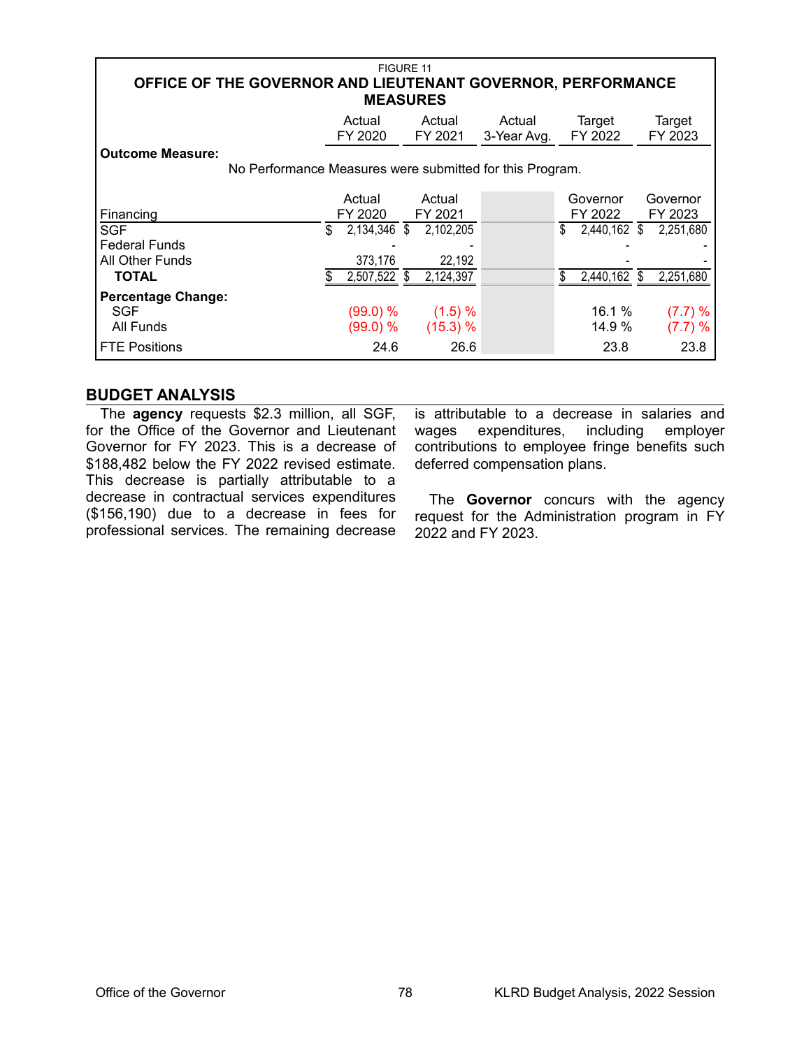FIGURE 11

**OFFICE OF THE GOVERNOR AND LIEUTENANT GOVERNOR, PERFORMANCE MEASURES**

| | Actual FY 2020 | Actual FY 2021 | Actual 3-Year Avg. | Target FY 2022 | Target FY 2023 |
|---|---|---|---|---|---|
| **Outcome Measure:** | | | | | |
| No Performance Measures were submitted for this Program. | | | | | |
| **Financing** | **Actual FY 2020** | **Actual FY 2021** | | **Governor FY 2022** | **Governor FY 2023** |
| SGF | $ 2,134,346 | $ 2,102,205 | | $ 2,440,162 | $ 2,251,680 |
| Federal Funds | - | - | | - | - |
| All Other Funds | 373,176 | 22,192 | | - | - |
| **TOTAL** | $ 2,507,522 | $ 2,124,397 | | $ 2,440,162 | $ 2,251,680 |
| **Percentage Change:** | | | | | |
| SGF | (99.0) % | (1.5) % | | 16.1 % | (7.7) % |
| All Funds | (99.0) % | (15.3) % | | 14.9 % | (7.7) % |
| FTE Positions | 24.6 | 26.6 | | 23.8 | 23.8 |

## BUDGET ANALYSIS

The **agency** requests $2.3 million, all SGF, for the Office of the Governor and Lieutenant Governor for FY 2023. This is a decrease of $188,482 below the FY 2022 revised estimate. This decrease is partially attributable to a decrease in contractual services expenditures ($156,190) due to a decrease in fees for professional services. The remaining decrease is attributable to a decrease in salaries and wages expenditures, including employer contributions to employee fringe benefits such deferred compensation plans.

The **Governor** concurs with the agency request for the Administration program in FY 2022 and FY 2023.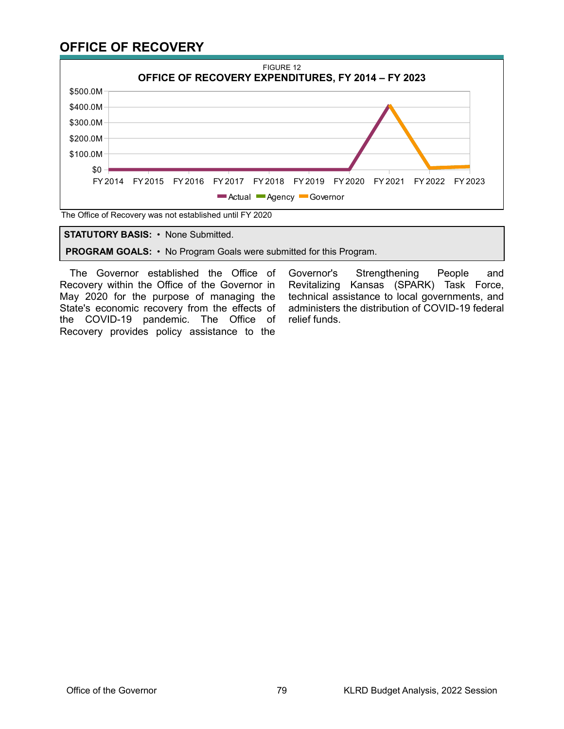## OFFICE OF RECOVERY

FIGURE 12

**OFFICE OF RECOVERY EXPENDITURES, FY 2014 – FY 2023**

The Office of Recovery was not established until FY 2020

**STATUTORY BASIS:** • None Submitted.

**PROGRAM GOALS:** • No Program Goals were submitted for this Program.

The Governor established the Office of Recovery within the Office of the Governor in May 2020 for the purpose of managing the State's economic recovery from the effects of the COVID-19 pandemic. The Office of Recovery provides policy assistance to the Governor's Strengthening People and Revitalizing Kansas (SPARK) Task Force, technical assistance to local governments, and administers the distribution of COVID-19 federal relief funds.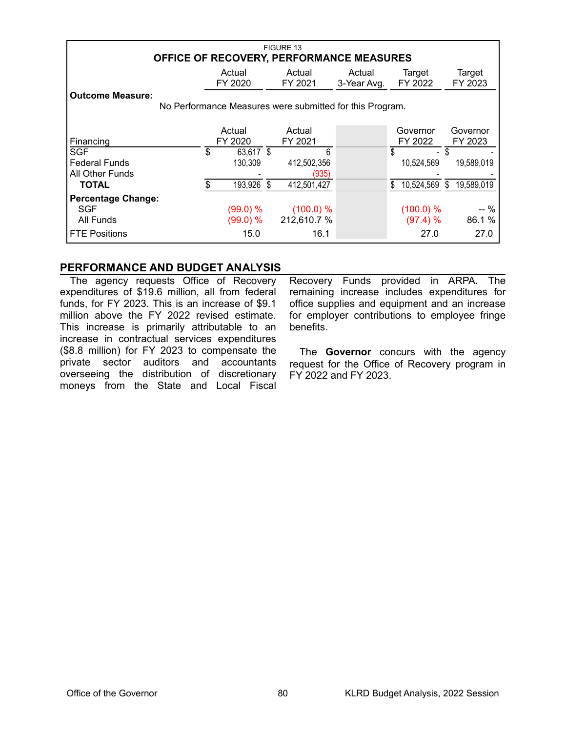| FIGURE 13<br>**OFFICE OF RECOVERY, PERFORMANCE MEASURES** | | | | | |
|---|---|---|---|---|---|
| | Actual FY 2020 | Actual FY 2021 | Actual 3-Year Avg. | Target FY 2022 | Target FY 2023 |
| **Outcome Measure:** | | | | | |
| No Performance Measures were submitted for this Program. | | | | | |
| **Financing** | **Actual FY 2020** | **Actual FY 2021** | | **Governor FY 2022** | **Governor FY 2023** |
| SGF | $ 63,617 | $ 6 | | $ - | $ - |
| Federal Funds | 130,309 | 412,502,356 | | 10,524,569 | 19,589,019 |
| All Other Funds | - | (935) | | - | - |
| **TOTAL** | $ 193,926 | $ 412,501,427 | | $ 10,524,569 | $ 19,589,019 |
| **Percentage Change:** | | | | | |
| SGF | (99.0) % | (100.0) % | | (100.0) % | -- % |
| All Funds | (99.0) % | 212,610.7 % | | (97.4) % | 86.1 % |
| FTE Positions | 15.0 | 16.1 | | 27.0 | 27.0 |

## PERFORMANCE AND BUDGET ANALYSIS

The agency requests Office of Recovery expenditures of $19.6 million, all from federal funds, for FY 2023. This is an increase of $9.1 million above the FY 2022 revised estimate. This increase is primarily attributable to an increase in contractual services expenditures ($8.8 million) for FY 2023 to compensate the private sector auditors and accountants overseeing the distribution of discretionary moneys from the State and Local Fiscal Recovery Funds provided in ARPA. The remaining increase includes expenditures for office supplies and equipment and an increase for employer contributions to employee fringe benefits.

The **Governor** concurs with the agency request for the Office of Recovery program in FY 2022 and FY 2023.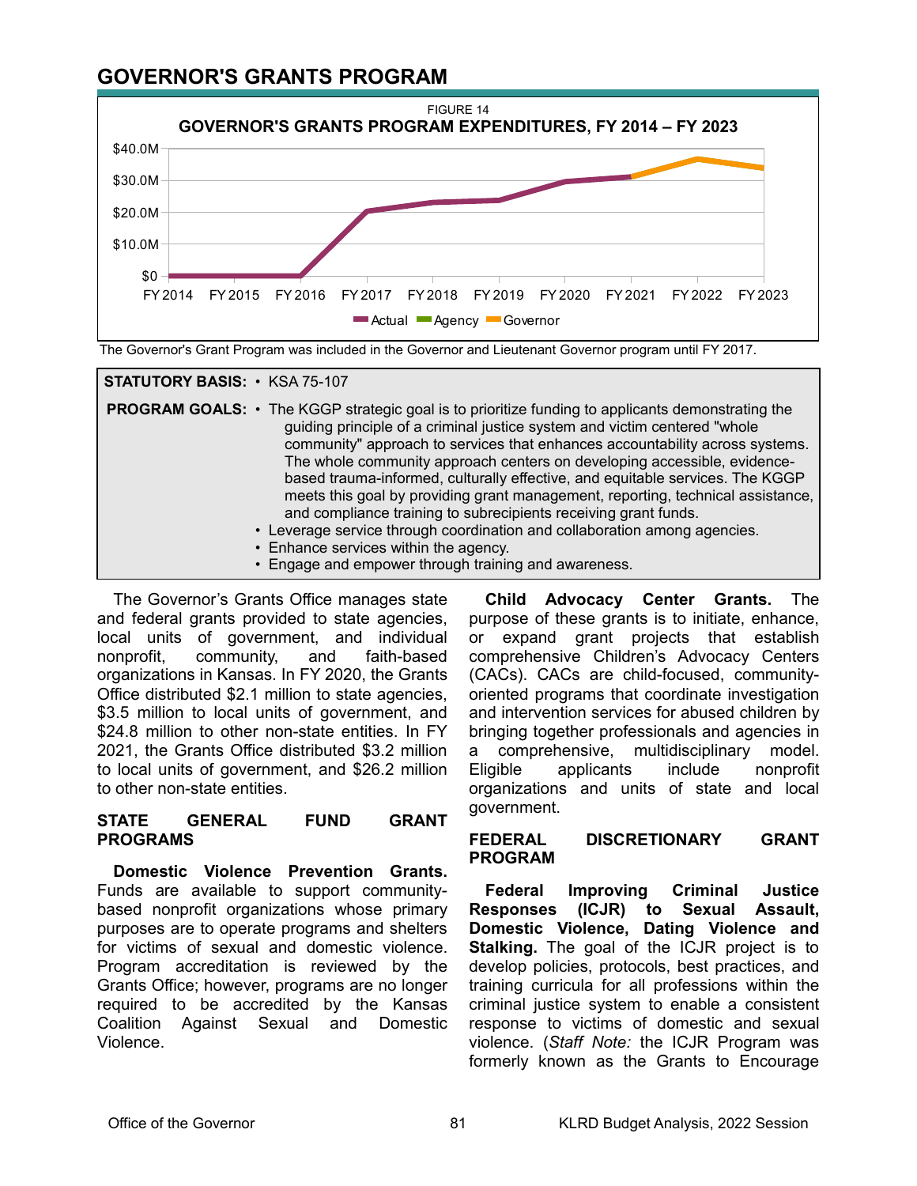## GOVERNOR'S GRANTS PROGRAM

FIGURE 14

**GOVERNOR'S GRANTS PROGRAM EXPENDITURES, FY 2014 – FY 2023**

The Governor's Grant Program was included in the Governor and Lieutenant Governor program until FY 2017.

**STATUTORY BASIS:** • KSA 75-107

**PROGRAM GOALS:**
- The KGGP strategic goal is to prioritize funding to applicants demonstrating the guiding principle of a criminal justice system and victim centered "whole community" approach to services that enhances accountability across systems. The whole community approach centers on developing accessible, evidence-based trauma-informed, culturally effective, and equitable services. The KGGP meets this goal by providing grant management, reporting, technical assistance, and compliance training to subrecipients receiving grant funds.
- Leverage service through coordination and collaboration among agencies.
- Enhance services within the agency.
- Engage and empower through training and awareness.

The Governor's Grants Office manages state and federal grants provided to state agencies, local units of government, and individual nonprofit, community, and faith-based organizations in Kansas. In FY 2020, the Grants Office distributed $2.1 million to state agencies, $3.5 million to local units of government, and $24.8 million to other non-state entities. In FY 2021, the Grants Office distributed $3.2 million to local units of government, and $26.2 million to other non-state entities.

### STATE GENERAL FUND GRANT PROGRAMS

**Domestic Violence Prevention Grants.** Funds are available to support community-based nonprofit organizations whose primary purposes are to operate programs and shelters for victims of sexual and domestic violence. Program accreditation is reviewed by the Grants Office; however, programs are no longer required to be accredited by the Kansas Coalition Against Sexual and Domestic Violence.

**Child Advocacy Center Grants.** The purpose of these grants is to initiate, enhance, or expand grant projects that establish comprehensive Children's Advocacy Centers (CACs). CACs are child-focused, community-oriented programs that coordinate investigation and intervention services for abused children by bringing together professionals and agencies in a comprehensive, multidisciplinary model. Eligible applicants include nonprofit organizations and units of state and local government.

### FEDERAL DISCRETIONARY GRANT PROGRAM

**Federal Improving Criminal Justice Responses (ICJR) to Sexual Assault, Domestic Violence, Dating Violence and Stalking.** The goal of the ICJR project is to develop policies, protocols, best practices, and training curricula for all professions within the criminal justice system to enable a consistent response to victims of domestic and sexual violence. (*Staff Note:* the ICJR Program was formerly known as the Grants to Encourage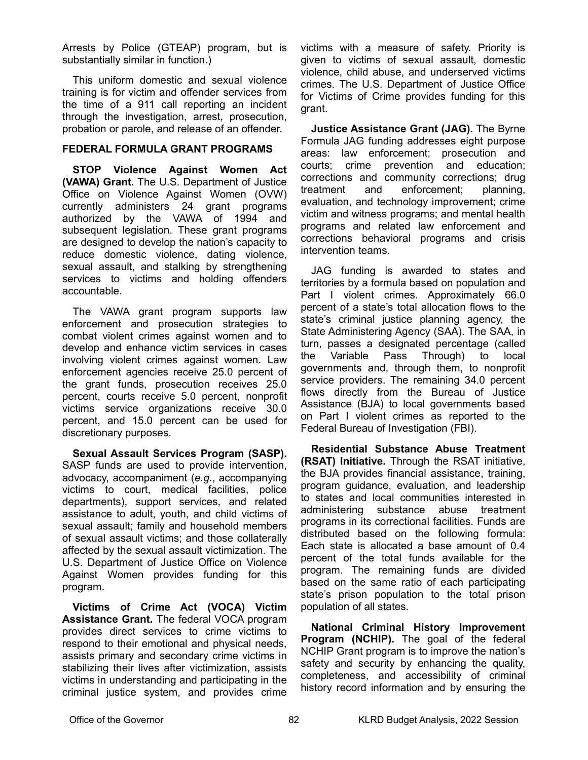Arrests by Police (GTEAP) program, but is substantially similar in function.)

This uniform domestic and sexual violence training is for victim and offender services from the time of a 911 call reporting an incident through the investigation, arrest, prosecution, probation or parole, and release of an offender.

### FEDERAL FORMULA GRANT PROGRAMS

**STOP Violence Against Women Act (VAWA) Grant.** The U.S. Department of Justice Office on Violence Against Women (OVW) currently administers 24 grant programs authorized by the VAWA of 1994 and subsequent legislation. These grant programs are designed to develop the nation's capacity to reduce domestic violence, dating violence, sexual assault, and stalking by strengthening services to victims and holding offenders accountable.

The VAWA grant program supports law enforcement and prosecution strategies to combat violent crimes against women and to develop and enhance victim services in cases involving violent crimes against women. Law enforcement agencies receive 25.0 percent of the grant funds, prosecution receives 25.0 percent, courts receive 5.0 percent, nonprofit victims service organizations receive 30.0 percent, and 15.0 percent can be used for discretionary purposes.

**Sexual Assault Services Program (SASP).** SASP funds are used to provide intervention, advocacy, accompaniment (*e.g.*, accompanying victims to court, medical facilities, police departments), support services, and related assistance to adult, youth, and child victims of sexual assault; family and household members of sexual assault victims; and those collaterally affected by the sexual assault victimization. The U.S. Department of Justice Office on Violence Against Women provides funding for this program.

**Victims of Crime Act (VOCA) Victim Assistance Grant.** The federal VOCA program provides direct services to crime victims to respond to their emotional and physical needs, assists primary and secondary crime victims in stabilizing their lives after victimization, assists victims in understanding and participating in the criminal justice system, and provides crime victims with a measure of safety. Priority is given to victims of sexual assault, domestic violence, child abuse, and underserved victims crimes. The U.S. Department of Justice Office for Victims of Crime provides funding for this grant.

**Justice Assistance Grant (JAG).** The Byrne Formula JAG funding addresses eight purpose areas: law enforcement; prosecution and courts; crime prevention and education; corrections and community corrections; drug treatment and enforcement; planning, evaluation, and technology improvement; crime victim and witness programs; and mental health programs and related law enforcement and corrections behavioral programs and crisis intervention teams.

JAG funding is awarded to states and territories by a formula based on population and Part I violent crimes. Approximately 66.0 percent of a state's total allocation flows to the state's criminal justice planning agency, the State Administering Agency (SAA). The SAA, in turn, passes a designated percentage (called the Variable Pass Through) to local governments and, through them, to nonprofit service providers. The remaining 34.0 percent flows directly from the Bureau of Justice Assistance (BJA) to local governments based on Part I violent crimes as reported to the Federal Bureau of Investigation (FBI).

**Residential Substance Abuse Treatment (RSAT) Initiative.** Through the RSAT initiative, the BJA provides financial assistance, training, program guidance, evaluation, and leadership to states and local communities interested in administering substance abuse treatment programs in its correctional facilities. Funds are distributed based on the following formula: Each state is allocated a base amount of 0.4 percent of the total funds available for the program. The remaining funds are divided based on the same ratio of each participating state's prison population to the total prison population of all states.

**National Criminal History Improvement Program (NCHIP).** The goal of the federal NCHIP Grant program is to improve the nation's safety and security by enhancing the quality, completeness, and accessibility of criminal history record information and by ensuring the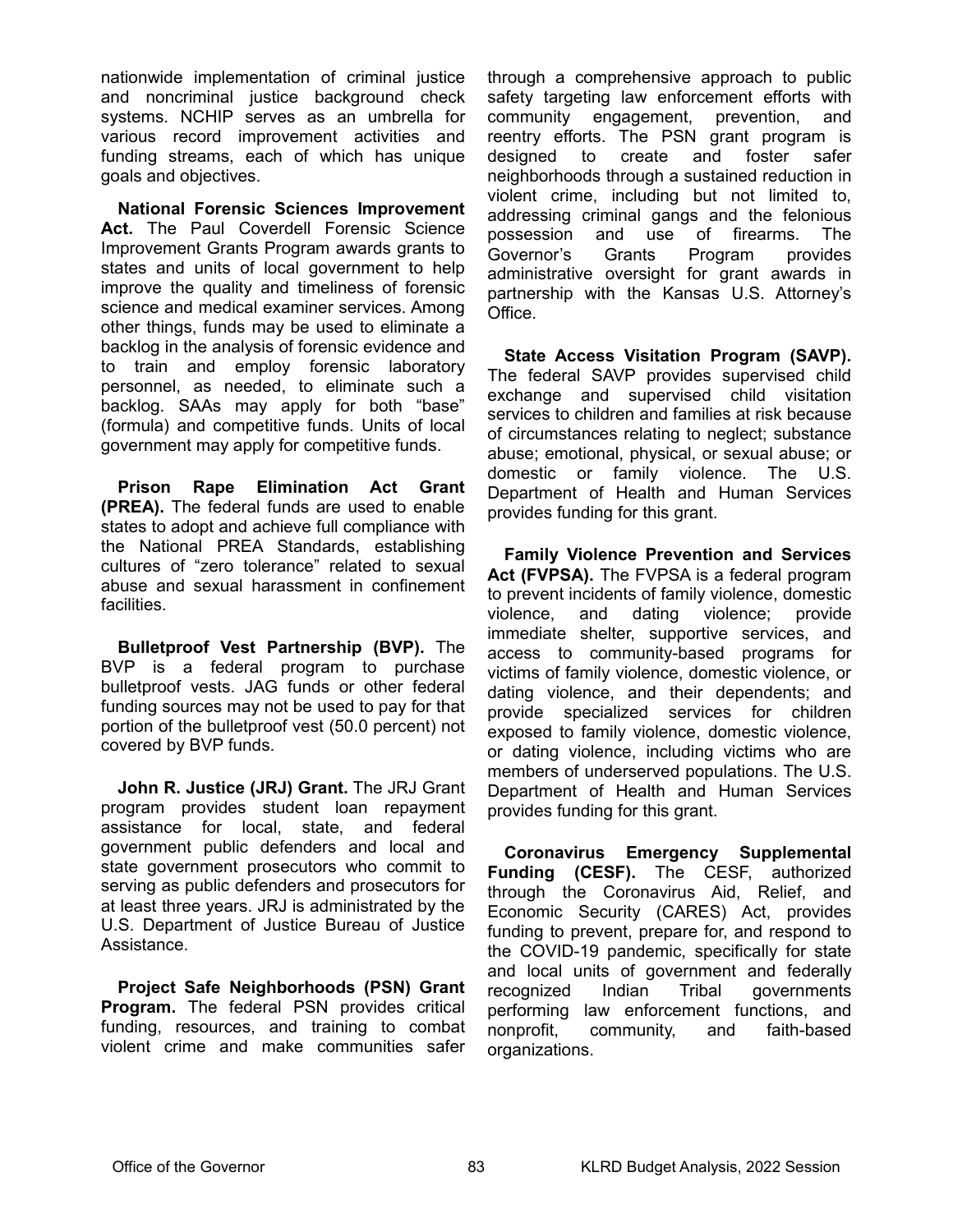nationwide implementation of criminal justice and noncriminal justice background check systems. NCHIP serves as an umbrella for various record improvement activities and funding streams, each of which has unique goals and objectives.

**National Forensic Sciences Improvement Act.** The Paul Coverdell Forensic Science Improvement Grants Program awards grants to states and units of local government to help improve the quality and timeliness of forensic science and medical examiner services. Among other things, funds may be used to eliminate a backlog in the analysis of forensic evidence and to train and employ forensic laboratory personnel, as needed, to eliminate such a backlog. SAAs may apply for both "base" (formula) and competitive funds. Units of local government may apply for competitive funds.

**Prison Rape Elimination Act Grant (PREA).** The federal funds are used to enable states to adopt and achieve full compliance with the National PREA Standards, establishing cultures of "zero tolerance" related to sexual abuse and sexual harassment in confinement facilities.

**Bulletproof Vest Partnership (BVP).** The BVP is a federal program to purchase bulletproof vests. JAG funds or other federal funding sources may not be used to pay for that portion of the bulletproof vest (50.0 percent) not covered by BVP funds.

**John R. Justice (JRJ) Grant.** The JRJ Grant program provides student loan repayment assistance for local, state, and federal government public defenders and local and state government prosecutors who commit to serving as public defenders and prosecutors for at least three years. JRJ is administrated by the U.S. Department of Justice Bureau of Justice Assistance.

**Project Safe Neighborhoods (PSN) Grant Program.** The federal PSN provides critical funding, resources, and training to combat violent crime and make communities safer through a comprehensive approach to public safety targeting law enforcement efforts with community engagement, prevention, and reentry efforts. The PSN grant program is designed to create and foster safer neighborhoods through a sustained reduction in violent crime, including but not limited to, addressing criminal gangs and the felonious possession and use of firearms. The Governor's Grants Program provides administrative oversight for grant awards in partnership with the Kansas U.S. Attorney's Office.

**State Access Visitation Program (SAVP).** The federal SAVP provides supervised child exchange and supervised child visitation services to children and families at risk because of circumstances relating to neglect; substance abuse; emotional, physical, or sexual abuse; or domestic or family violence. The U.S. Department of Health and Human Services provides funding for this grant.

**Family Violence Prevention and Services Act (FVPSA).** The FVPSA is a federal program to prevent incidents of family violence, domestic violence, and dating violence; provide immediate shelter, supportive services, and access to community-based programs for victims of family violence, domestic violence, or dating violence, and their dependents; and provide specialized services for children exposed to family violence, domestic violence, or dating violence, including victims who are members of underserved populations. The U.S. Department of Health and Human Services provides funding for this grant.

**Coronavirus Emergency Supplemental Funding (CESF).** The CESF, authorized through the Coronavirus Aid, Relief, and Economic Security (CARES) Act, provides funding to prevent, prepare for, and respond to the COVID-19 pandemic, specifically for state and local units of government and federally recognized Indian Tribal governments performing law enforcement functions, and nonprofit, community, and faith-based organizations.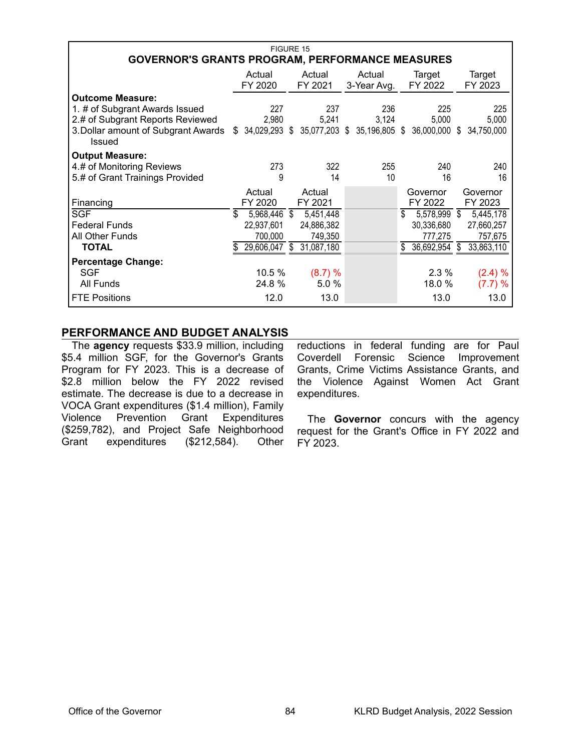FIGURE 15

**GOVERNOR'S GRANTS PROGRAM, PERFORMANCE MEASURES**

| | Actual FY 2020 | Actual FY 2021 | Actual 3-Year Avg. | Target FY 2022 | Target FY 2023 |
|---|---|---|---|---|---|
| **Outcome Measure:** | | | | | |
| 1. # of Subgrant Awards Issued | 227 | 237 | 236 | 225 | 225 |
| 2.# of Subgrant Reports Reviewed | 2,980 | 5,241 | 3,124 | 5,000 | 5,000 |
| 3.Dollar amount of Subgrant Awards Issued | $ 34,029,293 | $ 35,077,203 | $ 35,196,805 | $ 36,000,000 | $ 34,750,000 |
| **Output Measure:** | | | | | |
| 4.# of Monitoring Reviews | 273 | 322 | 255 | 240 | 240 |
| 5.# of Grant Trainings Provided | 9 | 14 | 10 | 16 | 16 |
| **Financing** | **Actual FY 2020** | **Actual FY 2021** | | **Governor FY 2022** | **Governor FY 2023** |
| SGF | $ 5,968,446 | $ 5,451,448 | | $ 5,578,999 | $ 5,445,178 |
| Federal Funds | 22,937,601 | 24,886,382 | | 30,336,680 | 27,660,257 |
| All Other Funds | 700,000 | 749,350 | | 777,275 | 757,675 |
| **TOTAL** | $ 29,606,047 | $ 31,087,180 | | $ 36,692,954 | $ 33,863,110 |
| **Percentage Change:** | | | | | |
| SGF | 10.5 % | (8.7) % | | 2.3 % | (2.4) % |
| All Funds | 24.8 % | 5.0 % | | 18.0 % | (7.7) % |
| FTE Positions | 12.0 | 13.0 | | 13.0 | 13.0 |

## PERFORMANCE AND BUDGET ANALYSIS

The **agency** requests $33.9 million, including $5.4 million SGF, for the Governor's Grants Program for FY 2023. This is a decrease of $2.8 million below the FY 2022 revised estimate. The decrease is due to a decrease in VOCA Grant expenditures ($1.4 million), Family Violence Prevention Grant Expenditures ($259,782), and Project Safe Neighborhood Grant expenditures ($212,584). Other reductions in federal funding are for Paul Coverdell Forensic Science Improvement Grants, Crime Victims Assistance Grants, and the Violence Against Women Act Grant expenditures.

The **Governor** concurs with the agency request for the Grant's Office in FY 2022 and FY 2023.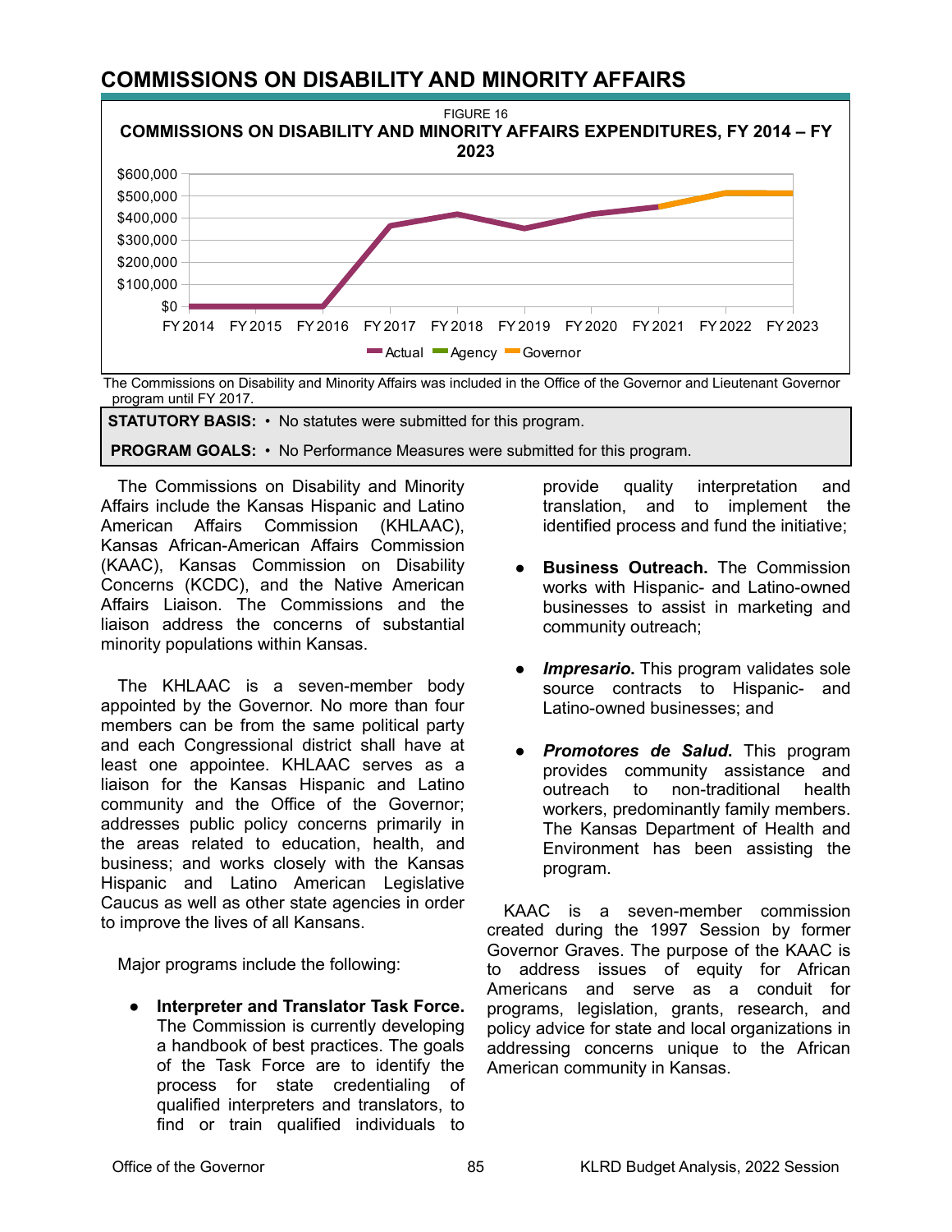## COMMISSIONS ON DISABILITY AND MINORITY AFFAIRS

FIGURE 16

**COMMISSIONS ON DISABILITY AND MINORITY AFFAIRS EXPENDITURES, FY 2014 – FY 2023**

The Commissions on Disability and Minority Affairs was included in the Office of the Governor and Lieutenant Governor program until FY 2017.

**STATUTORY BASIS:** • No statutes were submitted for this program.

**PROGRAM GOALS:** • No Performance Measures were submitted for this program.

The Commissions on Disability and Minority Affairs include the Kansas Hispanic and Latino American Affairs Commission (KHLAAC), Kansas African-American Affairs Commission (KAAC), Kansas Commission on Disability Concerns (KCDC), and the Native American Affairs Liaison. The Commissions and the liaison address the concerns of substantial minority populations within Kansas.

The KHLAAC is a seven-member body appointed by the Governor. No more than four members can be from the same political party and each Congressional district shall have at least one appointee. KHLAAC serves as a liaison for the Kansas Hispanic and Latino community and the Office of the Governor; addresses public policy concerns primarily in the areas related to education, health, and business; and works closely with the Kansas Hispanic and Latino American Legislative Caucus as well as other state agencies in order to improve the lives of all Kansans.

Major programs include the following:

- **Interpreter and Translator Task Force.** The Commission is currently developing a handbook of best practices. The goals of the Task Force are to identify the process for state credentialing of qualified interpreters and translators, to find or train qualified individuals to provide quality interpretation and translation, and to implement the identified process and fund the initiative;
- **Business Outreach.** The Commission works with Hispanic- and Latino-owned businesses to assist in marketing and community outreach;
- ***Impresario.*** This program validates sole source contracts to Hispanic- and Latino-owned businesses; and
- ***Promotores de Salud*.** This program provides community assistance and outreach to non-traditional health workers, predominantly family members. The Kansas Department of Health and Environment has been assisting the program.

KAAC is a seven-member commission created during the 1997 Session by former Governor Graves. The purpose of the KAAC is to address issues of equity for African Americans and serve as a conduit for programs, legislation, grants, research, and policy advice for state and local organizations in addressing concerns unique to the African American community in Kansas.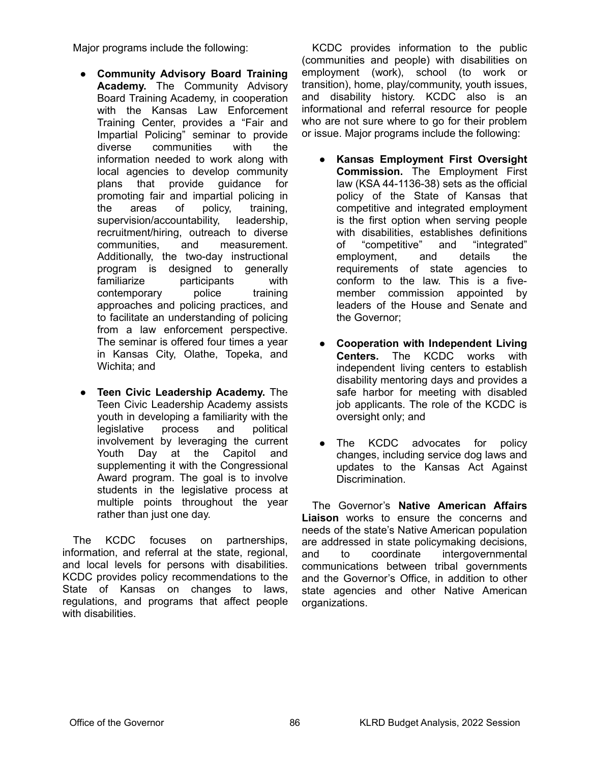Major programs include the following:

- **Community Advisory Board Training Academy.** The Community Advisory Board Training Academy, in cooperation with the Kansas Law Enforcement Training Center, provides a "Fair and Impartial Policing" seminar to provide diverse communities with the information needed to work along with local agencies to develop community plans that provide guidance for promoting fair and impartial policing in the areas of policy, training, supervision/accountability, leadership, recruitment/hiring, outreach to diverse communities, and measurement. Additionally, the two-day instructional program is designed to generally familiarize participants with contemporary police training approaches and policing practices, and to facilitate an understanding of policing from a law enforcement perspective. The seminar is offered four times a year in Kansas City, Olathe, Topeka, and Wichita; and

- **Teen Civic Leadership Academy.** The Teen Civic Leadership Academy assists youth in developing a familiarity with the legislative process and political involvement by leveraging the current Youth Day at the Capitol and supplementing it with the Congressional Award program. The goal is to involve students in the legislative process at multiple points throughout the year rather than just one day.

The KCDC focuses on partnerships, information, and referral at the state, regional, and local levels for persons with disabilities. KCDC provides policy recommendations to the State of Kansas on changes to laws, regulations, and programs that affect people with disabilities.

KCDC provides information to the public (communities and people) with disabilities on employment (work), school (to work or transition), home, play/community, youth issues, and disability history. KCDC also is an informational and referral resource for people who are not sure where to go for their problem or issue. Major programs include the following:

- **Kansas Employment First Oversight Commission.** The Employment First law (KSA 44-1136-38) sets as the official policy of the State of Kansas that competitive and integrated employment is the first option when serving people with disabilities, establishes definitions of "competitive" and "integrated" employment, and details the requirements of state agencies to conform to the law. This is a five-member commission appointed by leaders of the House and Senate and the Governor;

- **Cooperation with Independent Living Centers.** The KCDC works with independent living centers to establish disability mentoring days and provides a safe harbor for meeting with disabled job applicants. The role of the KCDC is oversight only; and

- The KCDC advocates for policy changes, including service dog laws and updates to the Kansas Act Against Discrimination.

The Governor's **Native American Affairs Liaison** works to ensure the concerns and needs of the state's Native American population are addressed in state policymaking decisions, and to coordinate intergovernmental communications between tribal governments and the Governor's Office, in addition to other state agencies and other Native American organizations.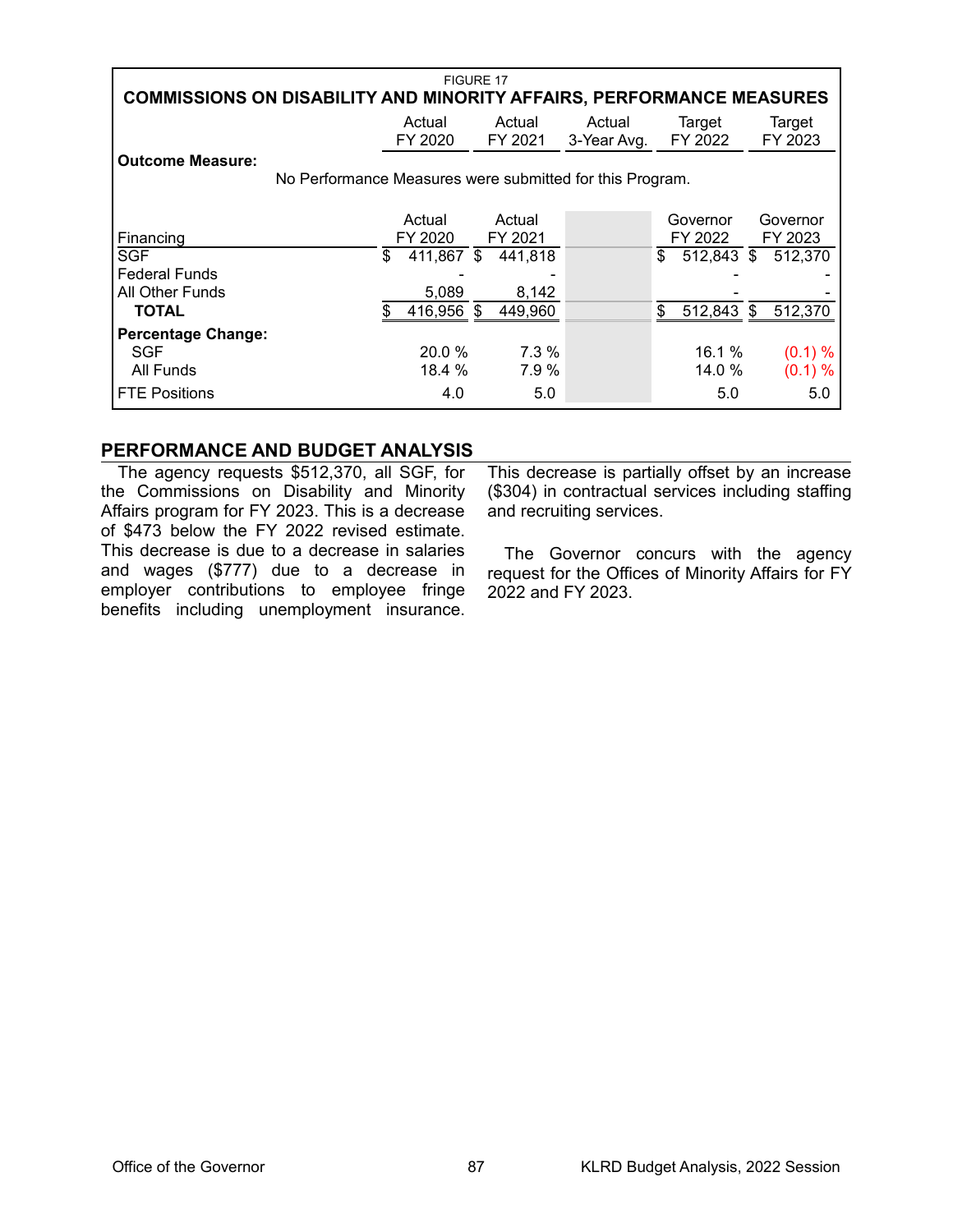FIGURE 17

**COMMISSIONS ON DISABILITY AND MINORITY AFFAIRS, PERFORMANCE MEASURES**

| | Actual FY 2020 | Actual FY 2021 | Actual 3-Year Avg. | Target FY 2022 | Target FY 2023 |
|---|---|---|---|---|---|
| **Outcome Measure:** | | | | | |
| No Performance Measures were submitted for this Program. | | | | | |

| Financing | Actual FY 2020 | Actual FY 2021 | | Governor FY 2022 | Governor FY 2023 |
|---|---|---|---|---|---|
| SGF | $ 411,867 | $ 441,818 | | $ 512,843 | $ 512,370 |
| Federal Funds | - | - | | - | - |
| All Other Funds | 5,089 | 8,142 | | - | - |
| **TOTAL** | $ 416,956 | $ 449,960 | | $ 512,843 | $ 512,370 |
| **Percentage Change:** | | | | | |
| SGF | 20.0 % | 7.3 % | | 16.1 % | (0.1) % |
| All Funds | 18.4 % | 7.9 % | | 14.0 % | (0.1) % |
| FTE Positions | 4.0 | 5.0 | | 5.0 | 5.0 |

## PERFORMANCE AND BUDGET ANALYSIS

The agency requests $512,370, all SGF, for the Commissions on Disability and Minority Affairs program for FY 2023. This is a decrease of $473 below the FY 2022 revised estimate. This decrease is due to a decrease in salaries and wages ($777) due to a decrease in employer contributions to employee fringe benefits including unemployment insurance. This decrease is partially offset by an increase ($304) in contractual services including staffing and recruiting services.

The Governor concurs with the agency request for the Offices of Minority Affairs for FY 2022 and FY 2023.